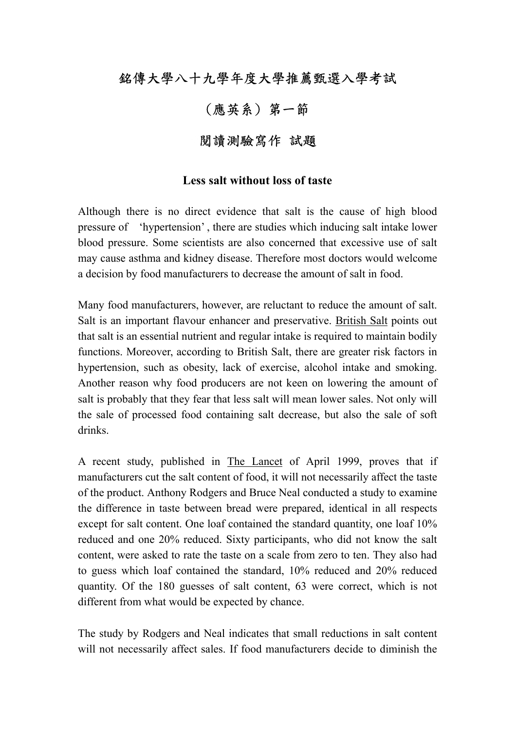# 銘傳大學八十九學年度大學推薦甄選入學考試

## （應英系）第一節

## 閱讀測驗寫作 試題

### Less salt without loss of taste

Although there is no direct evidence that salt is the cause of high blood pressure of 'hypertension', there are studies which inducing salt intake lower blood pressure. Some scientists are also concerned that excessive use of salt may cause asthma and kidney disease. Therefore most doctors would welcome a decision by food manufacturers to decrease the amount of salt in food.

Many food manufacturers, however, are reluctant to reduce the amount of salt. Salt is an important flavour enhancer and preservative. British Salt points out that salt is an essential nutrient and regular intake is required to maintain bodily functions. Moreover, according to British Salt, there are greater risk factors in hypertension, such as obesity, lack of exercise, alcohol intake and smoking. Another reason why food producers are not keen on lowering the amount of salt is probably that they fear that less salt will mean lower sales. Not only will the sale of processed food containing salt decrease, but also the sale of soft drinks.

A recent study, published in The Lancet of April 1999, proves that if manufacturers cut the salt content of food, it will not necessarily affect the taste of the product. Anthony Rodgers and Bruce Neal conducted a study to examine the difference in taste between bread were prepared, identical in all respects except for salt content. One loaf contained the standard quantity, one loaf 10% reduced and one 20% reduced. Sixty participants, who did not know the salt content, were asked to rate the taste on a scale from zero to ten. They also had to guess which loaf contained the standard, 10% reduced and 20% reduced quantity. Of the 180 guesses of salt content, 63 were correct, which is not different from what would be expected by chance.

The study by Rodgers and Neal indicates that small reductions in salt content will not necessarily affect sales. If food manufacturers decide to diminish the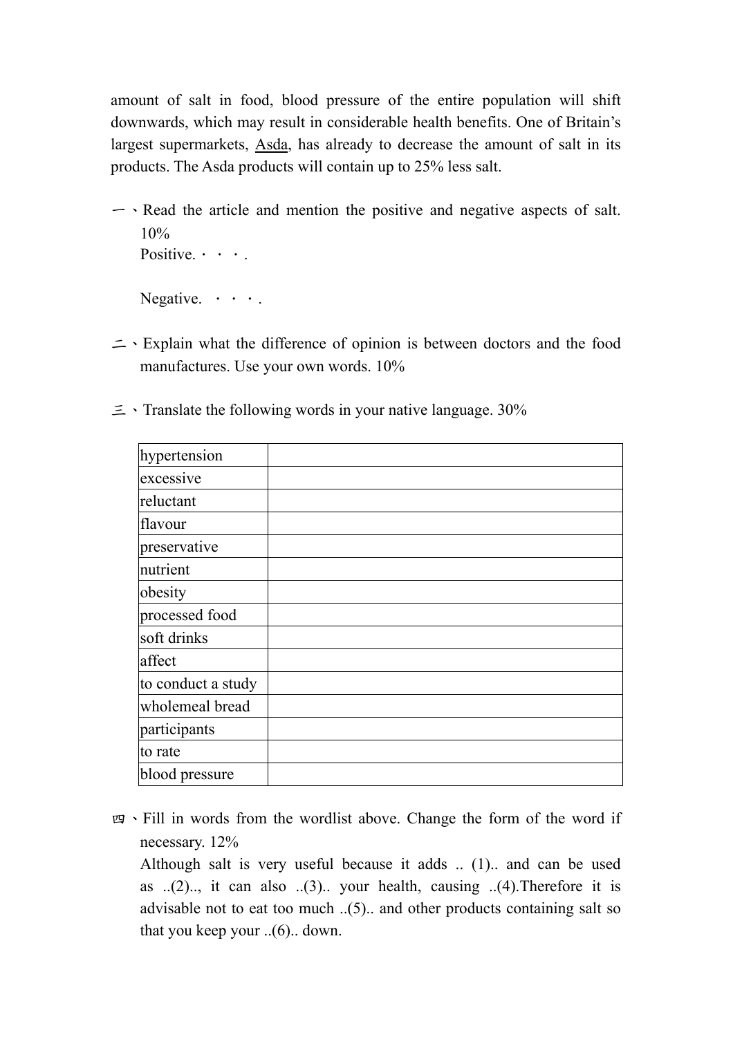amount of salt in food, blood pressure of the entire population will shift downwards, which may result in considerable health benefits. One of Britain's largest supermarkets, Asda, has already to decrease the amount of salt in its products. The Asda products will contain up to 25% less salt.

一、Read the article and mention the positive and negative aspects of salt. 10%

Positive.・・・.

Negative. ・・・.

二、Explain what the difference of opinion is between doctors and the food manufactures. Use your own words. 10%

三、Translate the following words in your native language. 30%

| | |
|---|---|
| hypertension | |
| excessive | |
| reluctant | |
| flavour | |
| preservative | |
| nutrient | |
| obesity | |
| processed food | |
| soft drinks | |
| affect | |
| to conduct a study | |
| wholemeal bread | |
| participants | |
| to rate | |
| blood pressure | |

四、Fill in words from the wordlist above. Change the form of the word if necessary. 12%

Although salt is very useful because it adds .. (1).. and can be used as ..(2).., it can also ..(3).. your health, causing ..(4).Therefore it is advisable not to eat too much ..(5).. and other products containing salt so that you keep your ..(6).. down.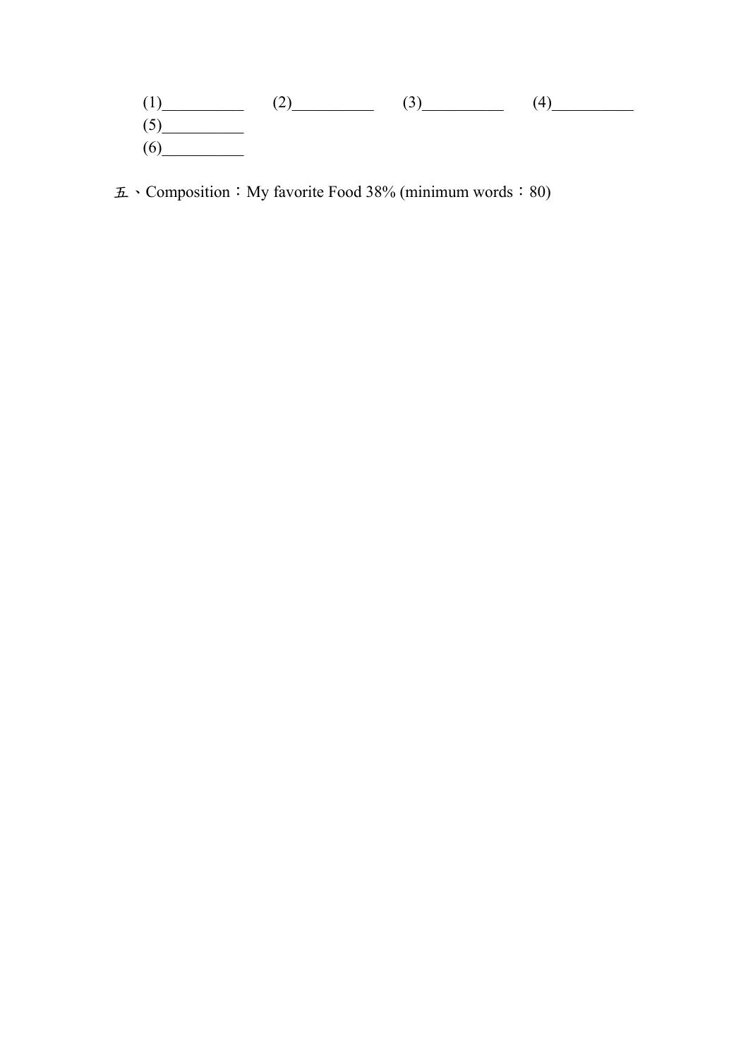(1)__________ (2)__________ (3)__________ (4)__________

(5)__________

(6)__________

五、Composition：My favorite Food 38% (minimum words：80)